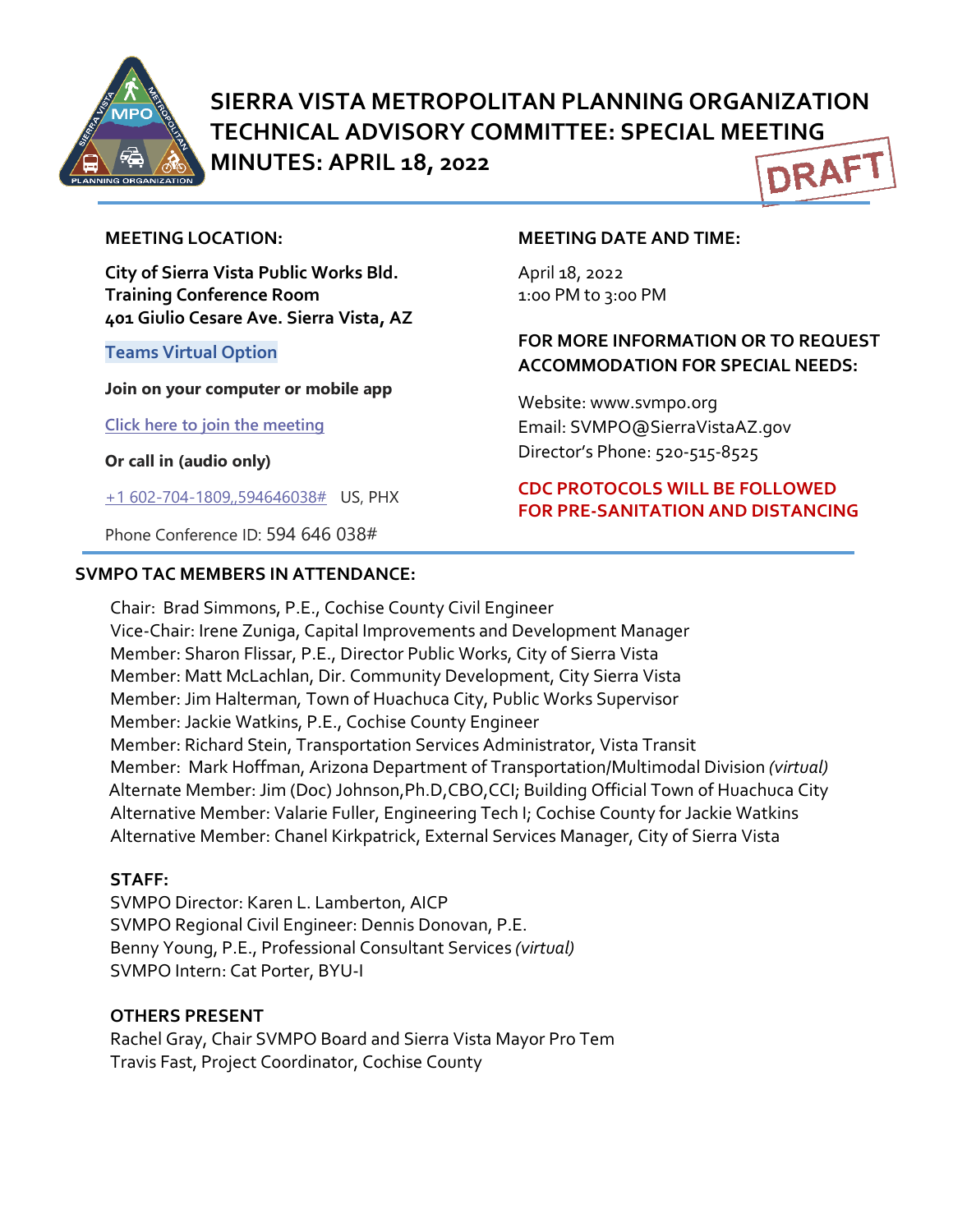# SIERRA VISTA METROPOLITAN PLANNING ORGANIZATION
# TECHNICAL ADVISORY COMMITTEE: SPECIAL MEETING
# MINUTES: APRIL 18, 2022

DRAFT

**MEETING LOCATION:**

**City of Sierra Vista Public Works Bld.**
**Training Conference Room**
**401 Giulio Cesare Ave. Sierra Vista, AZ**

**Teams Virtual Option**

**Join on your computer or mobile app**

Click here to join the meeting

**Or call in (audio only)**

+1 602-704-1809,,594646038# US, PHX

Phone Conference ID: 594 646 038#

**MEETING DATE AND TIME:**

April 18, 2022
1:00 PM to 3:00 PM

**FOR MORE INFORMATION OR TO REQUEST ACCOMMODATION FOR SPECIAL NEEDS:**

Website: www.svmpo.org
Email: SVMPO@SierraVistaAZ.gov
Director's Phone: 520-515-8525

**CDC PROTOCOLS WILL BE FOLLOWED FOR PRE-SANITATION AND DISTANCING**

**SVMPO TAC MEMBERS IN ATTENDANCE:**

Chair: Brad Simmons, P.E., Cochise County Civil Engineer
Vice-Chair: Irene Zuniga, Capital Improvements and Development Manager
Member: Sharon Flissar, P.E., Director Public Works, City of Sierra Vista
Member: Matt McLachlan, Dir. Community Development, City Sierra Vista
Member: Jim Halterman, Town of Huachuca City, Public Works Supervisor
Member: Jackie Watkins, P.E., Cochise County Engineer
Member: Richard Stein, Transportation Services Administrator, Vista Transit
Member: Mark Hoffman, Arizona Department of Transportation/Multimodal Division *(virtual)*
Alternate Member: Jim (Doc) Johnson,Ph.D,CBO,CCI; Building Official Town of Huachuca City
Alternative Member: Valarie Fuller, Engineering Tech I; Cochise County for Jackie Watkins
Alternative Member: Chanel Kirkpatrick, External Services Manager, City of Sierra Vista

**STAFF:**
SVMPO Director: Karen L. Lamberton, AICP
SVMPO Regional Civil Engineer: Dennis Donovan, P.E.
Benny Young, P.E., Professional Consultant Services *(virtual)*
SVMPO Intern: Cat Porter, BYU-I

**OTHERS PRESENT**
Rachel Gray, Chair SVMPO Board and Sierra Vista Mayor Pro Tem
Travis Fast, Project Coordinator, Cochise County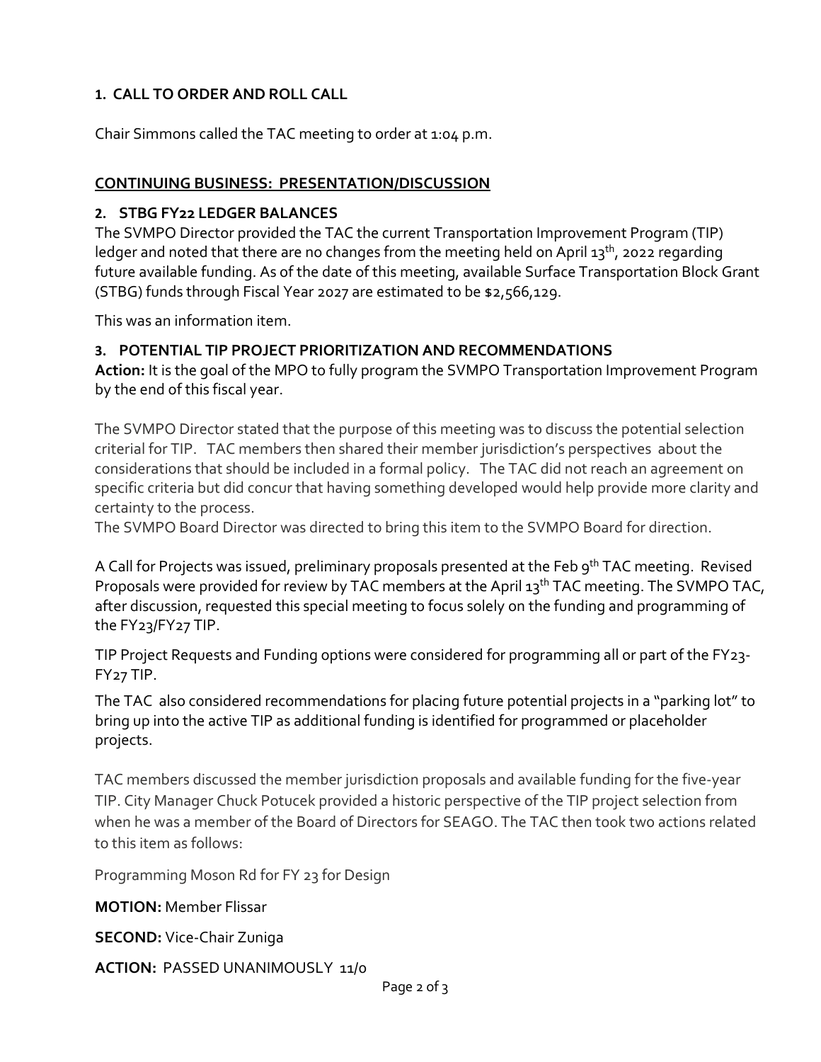## 1. CALL TO ORDER AND ROLL CALL

Chair Simmons called the TAC meeting to order at 1:04 p.m.

## CONTINUING BUSINESS: PRESENTATION/DISCUSSION

### 2. STBG FY22 LEDGER BALANCES

The SVMPO Director provided the TAC the current Transportation Improvement Program (TIP) ledger and noted that there are no changes from the meeting held on April 13th, 2022 regarding future available funding. As of the date of this meeting, available Surface Transportation Block Grant (STBG) funds through Fiscal Year 2027 are estimated to be $2,566,129.

This was an information item.

### 3. POTENTIAL TIP PROJECT PRIORITIZATION AND RECOMMENDATIONS

**Action:** It is the goal of the MPO to fully program the SVMPO Transportation Improvement Program by the end of this fiscal year.

The SVMPO Director stated that the purpose of this meeting was to discuss the potential selection criterial for TIP. TAC members then shared their member jurisdiction's perspectives about the considerations that should be included in a formal policy. The TAC did not reach an agreement on specific criteria but did concur that having something developed would help provide more clarity and certainty to the process.

The SVMPO Board Director was directed to bring this item to the SVMPO Board for direction.

A Call for Projects was issued, preliminary proposals presented at the Feb 9th TAC meeting. Revised Proposals were provided for review by TAC members at the April 13th TAC meeting. The SVMPO TAC, after discussion, requested this special meeting to focus solely on the funding and programming of the FY23/FY27 TIP.

TIP Project Requests and Funding options were considered for programming all or part of the FY23-FY27 TIP.

The TAC also considered recommendations for placing future potential projects in a "parking lot" to bring up into the active TIP as additional funding is identified for programmed or placeholder projects.

TAC members discussed the member jurisdiction proposals and available funding for the five-year TIP. City Manager Chuck Potucek provided a historic perspective of the TIP project selection from when he was a member of the Board of Directors for SEAGO. The TAC then took two actions related to this item as follows:

Programming Moson Rd for FY 23 for Design

**MOTION:** Member Flissar

**SECOND:** Vice-Chair Zuniga

**ACTION:** PASSED UNANIMOUSLY 11/0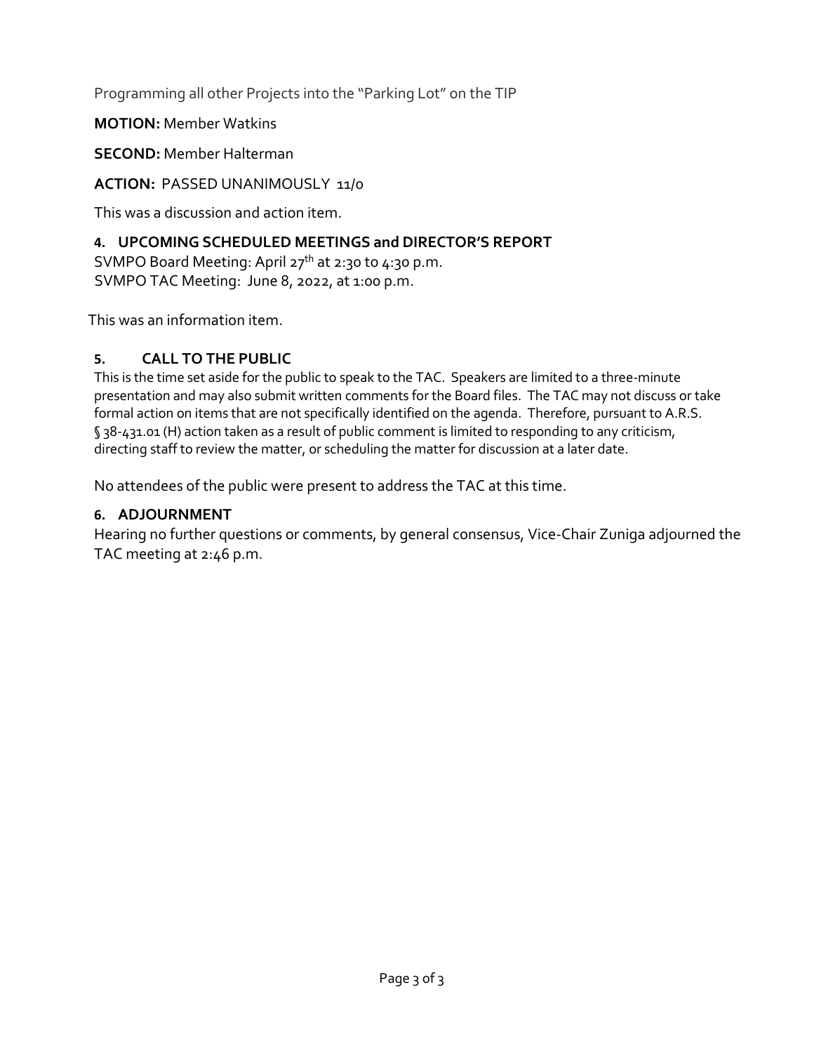Programming all other Projects into the "Parking Lot" on the TIP

**MOTION:** Member Watkins

**SECOND:** Member Halterman

**ACTION:** PASSED UNANIMOUSLY 11/0

This was a discussion and action item.

## 4. UPCOMING SCHEDULED MEETINGS and DIRECTOR'S REPORT

SVMPO Board Meeting: April 27th at 2:30 to 4:30 p.m.
SVMPO TAC Meeting: June 8, 2022, at 1:00 p.m.

This was an information item.

## 5. CALL TO THE PUBLIC

This is the time set aside for the public to speak to the TAC. Speakers are limited to a three-minute presentation and may also submit written comments for the Board files. The TAC may not discuss or take formal action on items that are not specifically identified on the agenda. Therefore, pursuant to A.R.S. § 38-431.01 (H) action taken as a result of public comment is limited to responding to any criticism, directing staff to review the matter, or scheduling the matter for discussion at a later date.

No attendees of the public were present to address the TAC at this time.

## 6. ADJOURNMENT

Hearing no further questions or comments, by general consensus, Vice-Chair Zuniga adjourned the TAC meeting at 2:46 p.m.